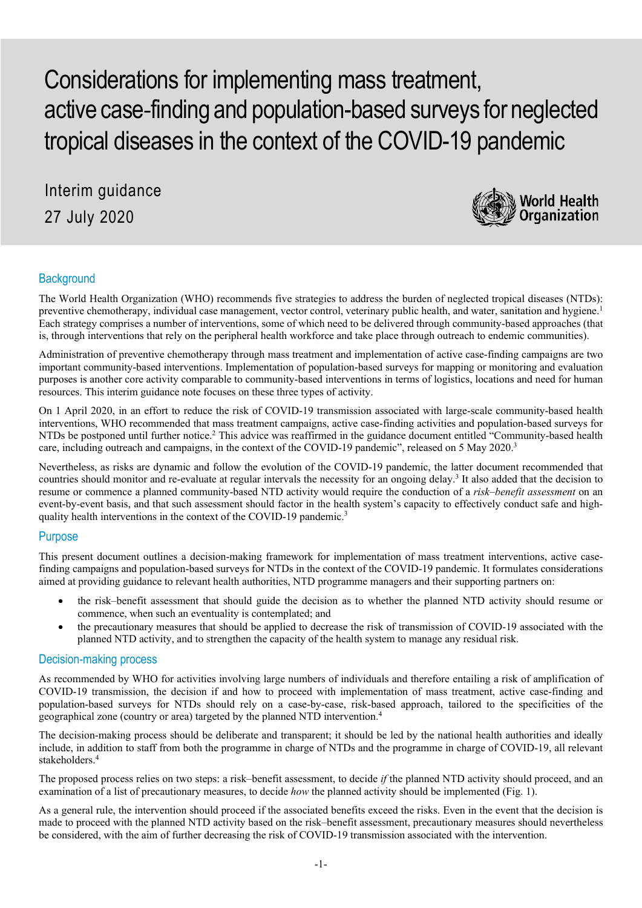# Considerations for implementing mass treatment, active case-finding and population-based surveys for neglected tropical diseases in the context of the COVID-19 pandemic

Interim guidance

27 July 2020

## Background

The World Health Organization (WHO) recommends five strategies to address the burden of neglected tropical diseases (NTDs): preventive chemotherapy, individual case management, vector control, veterinary public health, and water, sanitation and hygiene.[1] Each strategy comprises a number of interventions, some of which need to be delivered through community-based approaches (that is, through interventions that rely on the peripheral health workforce and take place through outreach to endemic communities).

Administration of preventive chemotherapy through mass treatment and implementation of active case-finding campaigns are two important community-based interventions. Implementation of population-based surveys for mapping or monitoring and evaluation purposes is another core activity comparable to community-based interventions in terms of logistics, locations and need for human resources. This interim guidance note focuses on these three types of activity.

On 1 April 2020, in an effort to reduce the risk of COVID-19 transmission associated with large-scale community-based health interventions, WHO recommended that mass treatment campaigns, active case-finding activities and population-based surveys for NTDs be postponed until further notice.[2] This advice was reaffirmed in the guidance document entitled "Community-based health care, including outreach and campaigns, in the context of the COVID-19 pandemic", released on 5 May 2020.[3]

Nevertheless, as risks are dynamic and follow the evolution of the COVID-19 pandemic, the latter document recommended that countries should monitor and re-evaluate at regular intervals the necessity for an ongoing delay.[3] It also added that the decision to resume or commence a planned community-based NTD activity would require the conduction of a *risk–benefit assessment* on an event-by-event basis, and that such assessment should factor in the health system's capacity to effectively conduct safe and high-quality health interventions in the context of the COVID-19 pandemic.[3]

## Purpose

This present document outlines a decision-making framework for implementation of mass treatment interventions, active case-finding campaigns and population-based surveys for NTDs in the context of the COVID-19 pandemic. It formulates considerations aimed at providing guidance to relevant health authorities, NTD programme managers and their supporting partners on:

- the risk–benefit assessment that should guide the decision as to whether the planned NTD activity should resume or commence, when such an eventuality is contemplated; and
- the precautionary measures that should be applied to decrease the risk of transmission of COVID-19 associated with the planned NTD activity, and to strengthen the capacity of the health system to manage any residual risk.

## Decision-making process

As recommended by WHO for activities involving large numbers of individuals and therefore entailing a risk of amplification of COVID-19 transmission, the decision if and how to proceed with implementation of mass treatment, active case-finding and population-based surveys for NTDs should rely on a case-by-case, risk-based approach, tailored to the specificities of the geographical zone (country or area) targeted by the planned NTD intervention.[4]

The decision-making process should be deliberate and transparent; it should be led by the national health authorities and ideally include, in addition to staff from both the programme in charge of NTDs and the programme in charge of COVID-19, all relevant stakeholders.[4]

The proposed process relies on two steps: a risk–benefit assessment, to decide *if* the planned NTD activity should proceed, and an examination of a list of precautionary measures, to decide *how* the planned activity should be implemented (Fig. 1).

As a general rule, the intervention should proceed if the associated benefits exceed the risks. Even in the event that the decision is made to proceed with the planned NTD activity based on the risk–benefit assessment, precautionary measures should nevertheless be considered, with the aim of further decreasing the risk of COVID-19 transmission associated with the intervention.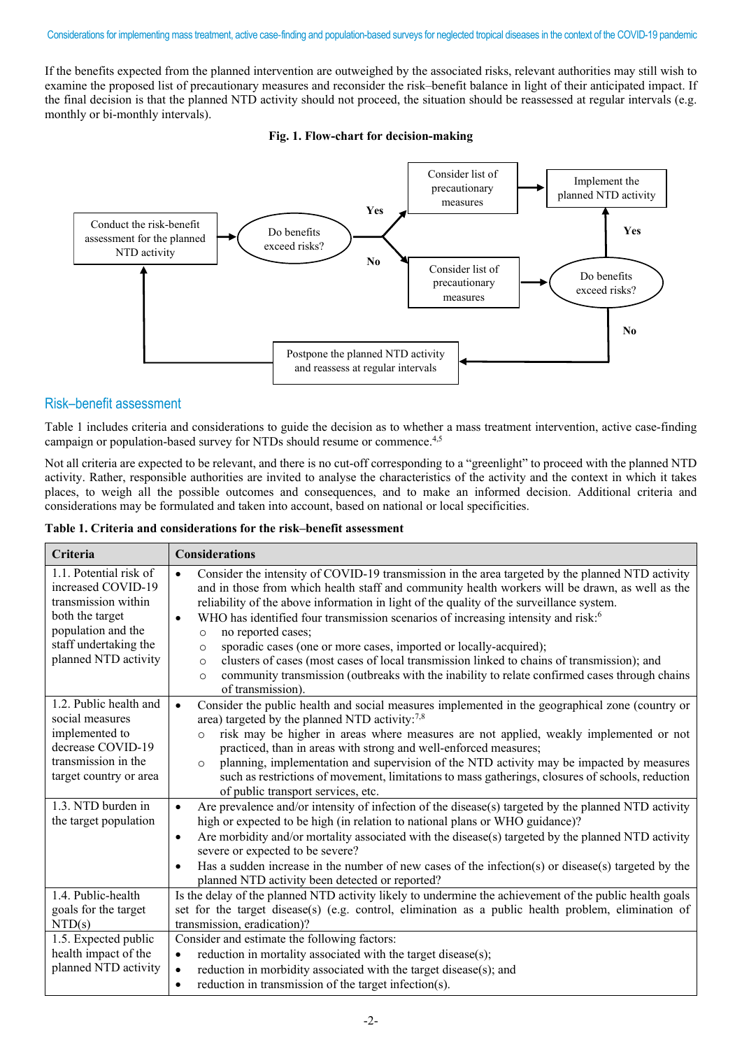If the benefits expected from the planned intervention are outweighed by the associated risks, relevant authorities may still wish to examine the proposed list of precautionary measures and reconsider the risk–benefit balance in light of their anticipated impact. If the final decision is that the planned NTD activity should not proceed, the situation should be reassessed at regular intervals (e.g. monthly or bi-monthly intervals).

**Fig. 1. Flow-chart for decision-making**

Conduct the risk-benefit assessment for the planned NTD activity → Do benefits exceed risks?

- Yes → Consider list of precautionary measures → Implement the planned NTD activity
- No → Consider list of precautionary measures → Do benefits exceed risks?
  - Yes → Implement the planned NTD activity
  - No → Postpone the planned NTD activity and reassess at regular intervals → Conduct the risk-benefit assessment for the planned NTD activity

## Risk–benefit assessment

Table 1 includes criteria and considerations to guide the decision as to whether a mass treatment intervention, active case-finding campaign or population-based survey for NTDs should resume or commence.[4,5]

Not all criteria are expected to be relevant, and there is no cut-off corresponding to a "greenlight" to proceed with the planned NTD activity. Rather, responsible authorities are invited to analyse the characteristics of the activity and the context in which it takes places, to weigh all the possible outcomes and consequences, and to make an informed decision. Additional criteria and considerations may be formulated and taken into account, based on national or local specificities.

**Table 1. Criteria and considerations for the risk–benefit assessment**

| Criteria | Considerations |
|---|---|
| 1.1. Potential risk of increased COVID-19 transmission within both the target population and the staff undertaking the planned NTD activity | • Consider the intensity of COVID-19 transmission in the area targeted by the planned NTD activity and in those from which health staff and community health workers will be drawn, as well as the reliability of the above information in light of the quality of the surveillance system.<br>• WHO has identified four transmission scenarios of increasing intensity and risk:[6]<br>○ no reported cases;<br>○ sporadic cases (one or more cases, imported or locally-acquired);<br>○ clusters of cases (most cases of local transmission linked to chains of transmission); and<br>○ community transmission (outbreaks with the inability to relate confirmed cases through chains of transmission). |
| 1.2. Public health and social measures implemented to decrease COVID-19 transmission in the target country or area | • Consider the public health and social measures implemented in the geographical zone (country or area) targeted by the planned NTD activity:[7,8]<br>○ risk may be higher in areas where measures are not applied, weakly implemented or not practiced, than in areas with strong and well-enforced measures;<br>○ planning, implementation and supervision of the NTD activity may be impacted by measures such as restrictions of movement, limitations to mass gatherings, closures of schools, reduction of public transport services, etc. |
| 1.3. NTD burden in the target population | • Are prevalence and/or intensity of infection of the disease(s) targeted by the planned NTD activity high or expected to be high (in relation to national plans or WHO guidance)?<br>• Are morbidity and/or mortality associated with the disease(s) targeted by the planned NTD activity severe or expected to be severe?<br>• Has a sudden increase in the number of new cases of the infection(s) or disease(s) targeted by the planned NTD activity been detected or reported? |
| 1.4. Public-health goals for the target NTD(s) | Is the delay of the planned NTD activity likely to undermine the achievement of the public health goals set for the target disease(s) (e.g. control, elimination as a public health problem, elimination of transmission, eradication)? |
| 1.5. Expected public health impact of the planned NTD activity | Consider and estimate the following factors:<br>• reduction in mortality associated with the target disease(s);<br>• reduction in morbidity associated with the target disease(s); and<br>• reduction in transmission of the target infection(s). |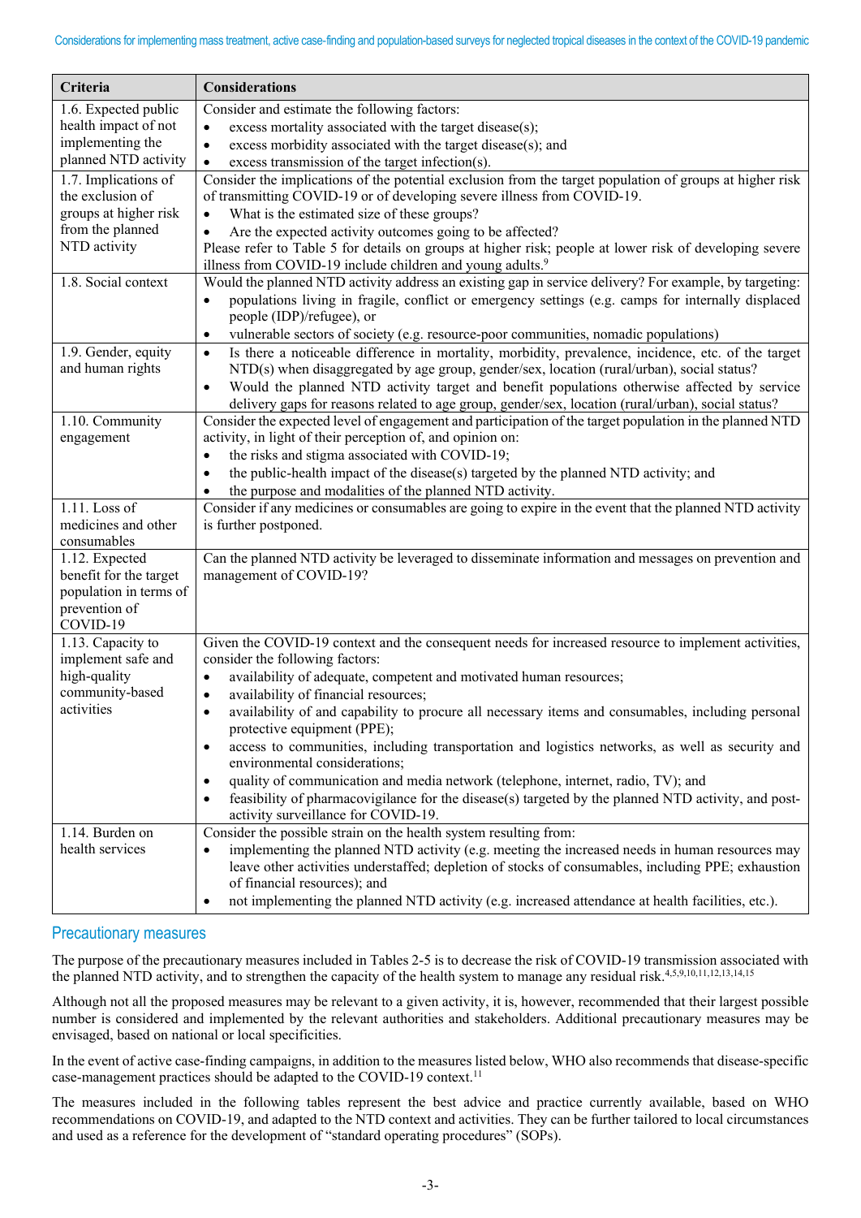| Criteria | Considerations |
|---|---|
| 1.6. Expected public health impact of not implementing the planned NTD activity | Consider and estimate the following factors:<br>• excess mortality associated with the target disease(s);<br>• excess morbidity associated with the target disease(s); and<br>• excess transmission of the target infection(s). |
| 1.7. Implications of the exclusion of groups at higher risk from the planned NTD activity | Consider the implications of the potential exclusion from the target population of groups at higher risk of transmitting COVID-19 or of developing severe illness from COVID-19.<br>• What is the estimated size of these groups?<br>• Are the expected activity outcomes going to be affected?<br>Please refer to Table 5 for details on groups at higher risk; people at lower risk of developing severe illness from COVID-19 include children and young adults.[9] |
| 1.8. Social context | Would the planned NTD activity address an existing gap in service delivery? For example, by targeting:<br>• populations living in fragile, conflict or emergency settings (e.g. camps for internally displaced people (IDP)/refugee), or<br>• vulnerable sectors of society (e.g. resource-poor communities, nomadic populations) |
| 1.9. Gender, equity and human rights | • Is there a noticeable difference in mortality, morbidity, prevalence, incidence, etc. of the target NTD(s) when disaggregated by age group, gender/sex, location (rural/urban), social status?<br>• Would the planned NTD activity target and benefit populations otherwise affected by service delivery gaps for reasons related to age group, gender/sex, location (rural/urban), social status? |
| 1.10. Community engagement | Consider the expected level of engagement and participation of the target population in the planned NTD activity, in light of their perception of, and opinion on:<br>• the risks and stigma associated with COVID-19;<br>• the public-health impact of the disease(s) targeted by the planned NTD activity; and<br>• the purpose and modalities of the planned NTD activity. |
| 1.11. Loss of medicines and other consumables | Consider if any medicines or consumables are going to expire in the event that the planned NTD activity is further postponed. |
| 1.12. Expected benefit for the target population in terms of prevention of COVID-19 | Can the planned NTD activity be leveraged to disseminate information and messages on prevention and management of COVID-19? |
| 1.13. Capacity to implement safe and high-quality community-based activities | Given the COVID-19 context and the consequent needs for increased resource to implement activities, consider the following factors:<br>• availability of adequate, competent and motivated human resources;<br>• availability of financial resources;<br>• availability of and capability to procure all necessary items and consumables, including personal protective equipment (PPE);<br>• access to communities, including transportation and logistics networks, as well as security and environmental considerations;<br>• quality of communication and media network (telephone, internet, radio, TV); and<br>• feasibility of pharmacovigilance for the disease(s) targeted by the planned NTD activity, and post-activity surveillance for COVID-19. |
| 1.14. Burden on health services | Consider the possible strain on the health system resulting from:<br>• implementing the planned NTD activity (e.g. meeting the increased needs in human resources may leave other activities understaffed; depletion of stocks of consumables, including PPE; exhaustion of financial resources); and<br>• not implementing the planned NTD activity (e.g. increased attendance at health facilities, etc.). |

## Precautionary measures

The purpose of the precautionary measures included in Tables 2-5 is to decrease the risk of COVID-19 transmission associated with the planned NTD activity, and to strengthen the capacity of the health system to manage any residual risk.[4,5,9,10,11,12,13,14,15]

Although not all the proposed measures may be relevant to a given activity, it is, however, recommended that their largest possible number is considered and implemented by the relevant authorities and stakeholders. Additional precautionary measures may be envisaged, based on national or local specificities.

In the event of active case-finding campaigns, in addition to the measures listed below, WHO also recommends that disease-specific case-management practices should be adapted to the COVID-19 context.[11]

The measures included in the following tables represent the best advice and practice currently available, based on WHO recommendations on COVID-19, and adapted to the NTD context and activities. They can be further tailored to local circumstances and used as a reference for the development of "standard operating procedures" (SOPs).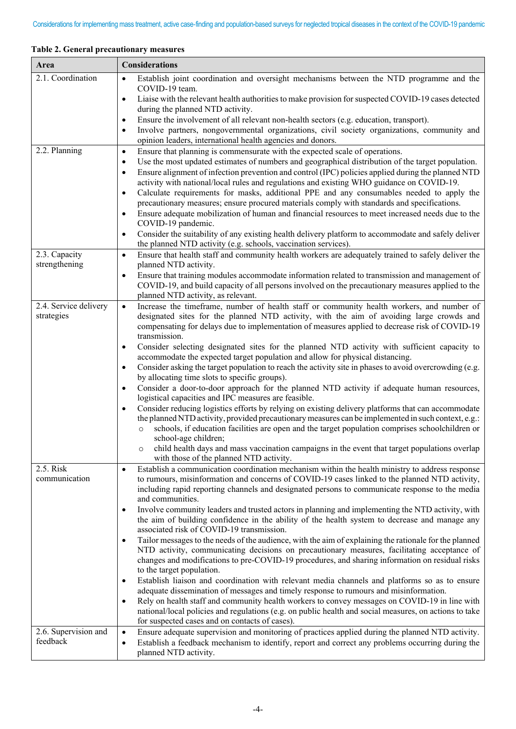**Table 2. General precautionary measures**

| Area | Considerations |
|---|---|
| 2.1. Coordination | • Establish joint coordination and oversight mechanisms between the NTD programme and the COVID-19 team.<br>• Liaise with the relevant health authorities to make provision for suspected COVID-19 cases detected during the planned NTD activity.<br>• Ensure the involvement of all relevant non-health sectors (e.g. education, transport).<br>• Involve partners, nongovernmental organizations, civil society organizations, community and opinion leaders, international health agencies and donors. |
| 2.2. Planning | • Ensure that planning is commensurate with the expected scale of operations.<br>• Use the most updated estimates of numbers and geographical distribution of the target population.<br>• Ensure alignment of infection prevention and control (IPC) policies applied during the planned NTD activity with national/local rules and regulations and existing WHO guidance on COVID-19.<br>• Calculate requirements for masks, additional PPE and any consumables needed to apply the precautionary measures; ensure procured materials comply with standards and specifications.<br>• Ensure adequate mobilization of human and financial resources to meet increased needs due to the COVID-19 pandemic.<br>• Consider the suitability of any existing health delivery platform to accommodate and safely deliver the planned NTD activity (e.g. schools, vaccination services). |
| 2.3. Capacity strengthening | • Ensure that health staff and community health workers are adequately trained to safely deliver the planned NTD activity.<br>• Ensure that training modules accommodate information related to transmission and management of COVID-19, and build capacity of all persons involved on the precautionary measures applied to the planned NTD activity, as relevant. |
| 2.4. Service delivery strategies | • Increase the timeframe, number of health staff or community health workers, and number of designated sites for the planned NTD activity, with the aim of avoiding large crowds and compensating for delays due to implementation of measures applied to decrease risk of COVID-19 transmission.<br>• Consider selecting designated sites for the planned NTD activity with sufficient capacity to accommodate the expected target population and allow for physical distancing.<br>• Consider asking the target population to reach the activity site in phases to avoid overcrowding (e.g. by allocating time slots to specific groups).<br>• Consider a door-to-door approach for the planned NTD activity if adequate human resources, logistical capacities and IPC measures are feasible.<br>• Consider reducing logistics efforts by relying on existing delivery platforms that can accommodate the planned NTD activity, provided precautionary measures can be implemented in such context, e.g.:<br>  ○ schools, if education facilities are open and the target population comprises schoolchildren or school-age children;<br>  ○ child health days and mass vaccination campaigns in the event that target populations overlap with those of the planned NTD activity. |
| 2.5. Risk communication | • Establish a communication coordination mechanism within the health ministry to address response to rumours, misinformation and concerns of COVID-19 cases linked to the planned NTD activity, including rapid reporting channels and designated persons to communicate response to the media and communities.<br>• Involve community leaders and trusted actors in planning and implementing the NTD activity, with the aim of building confidence in the ability of the health system to decrease and manage any associated risk of COVID-19 transmission.<br>• Tailor messages to the needs of the audience, with the aim of explaining the rationale for the planned NTD activity, communicating decisions on precautionary measures, facilitating acceptance of changes and modifications to pre-COVID-19 procedures, and sharing information on residual risks to the target population.<br>• Establish liaison and coordination with relevant media channels and platforms so as to ensure adequate dissemination of messages and timely response to rumours and misinformation.<br>• Rely on health staff and community health workers to convey messages on COVID-19 in line with national/local policies and regulations (e.g. on public health and social measures, on actions to take for suspected cases and on contacts of cases). |
| 2.6. Supervision and feedback | • Ensure adequate supervision and monitoring of practices applied during the planned NTD activity.<br>• Establish a feedback mechanism to identify, report and correct any problems occurring during the planned NTD activity. |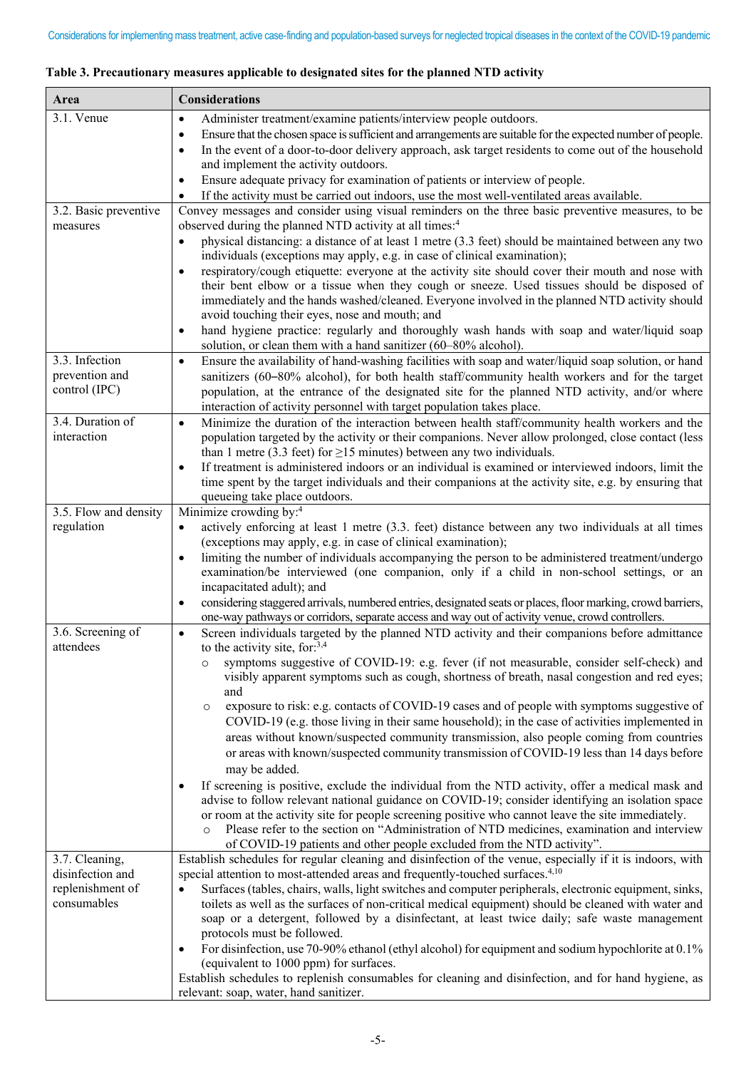**Table 3. Precautionary measures applicable to designated sites for the planned NTD activity**

| Area | Considerations |
| --- | --- |
| 3.1. Venue | • Administer treatment/examine patients/interview people outdoors.<br>• Ensure that the chosen space is sufficient and arrangements are suitable for the expected number of people.<br>• In the event of a door-to-door delivery approach, ask target residents to come out of the household and implement the activity outdoors.<br>• Ensure adequate privacy for examination of patients or interview of people.<br>• If the activity must be carried out indoors, use the most well-ventilated areas available. |
| 3.2. Basic preventive measures | Convey messages and consider using visual reminders on the three basic preventive measures, to be observed during the planned NTD activity at all times:[4]<br>• physical distancing: a distance of at least 1 metre (3.3 feet) should be maintained between any two individuals (exceptions may apply, e.g. in case of clinical examination);<br>• respiratory/cough etiquette: everyone at the activity site should cover their mouth and nose with their bent elbow or a tissue when they cough or sneeze. Used tissues should be disposed of immediately and the hands washed/cleaned. Everyone involved in the planned NTD activity should avoid touching their eyes, nose and mouth; and<br>• hand hygiene practice: regularly and thoroughly wash hands with soap and water/liquid soap solution, or clean them with a hand sanitizer (60–80% alcohol). |
| 3.3. Infection prevention and control (IPC) | • Ensure the availability of hand-washing facilities with soap and water/liquid soap solution, or hand sanitizers (60–80% alcohol), for both health staff/community health workers and for the target population, at the entrance of the designated site for the planned NTD activity, and/or where interaction of activity personnel with target population takes place. |
| 3.4. Duration of interaction | • Minimize the duration of the interaction between health staff/community health workers and the population targeted by the activity or their companions. Never allow prolonged, close contact (less than 1 metre (3.3 feet) for ≥15 minutes) between any two individuals.<br>• If treatment is administered indoors or an individual is examined or interviewed indoors, limit the time spent by the target individuals and their companions at the activity site, e.g. by ensuring that queueing take place outdoors. |
| 3.5. Flow and density regulation | Minimize crowding by:[4]<br>• actively enforcing at least 1 metre (3.3. feet) distance between any two individuals at all times (exceptions may apply, e.g. in case of clinical examination);<br>• limiting the number of individuals accompanying the person to be administered treatment/undergo examination/be interviewed (one companion, only if a child in non-school settings, or an incapacitated adult); and<br>• considering staggered arrivals, numbered entries, designated seats or places, floor marking, crowd barriers, one-way pathways or corridors, separate access and way out of activity venue, crowd controllers. |
| 3.6. Screening of attendees | • Screen individuals targeted by the planned NTD activity and their companions before admittance to the activity site, for:[3,4]<br>&nbsp;&nbsp;&nbsp;&nbsp;○ symptoms suggestive of COVID-19: e.g. fever (if not measurable, consider self-check) and visibly apparent symptoms such as cough, shortness of breath, nasal congestion and red eyes; and<br>&nbsp;&nbsp;&nbsp;&nbsp;○ exposure to risk: e.g. contacts of COVID-19 cases and of people with symptoms suggestive of COVID-19 (e.g. those living in their same household); in the case of activities implemented in areas without known/suspected community transmission, also people coming from countries or areas with known/suspected community transmission of COVID-19 less than 14 days before may be added.<br>• If screening is positive, exclude the individual from the NTD activity, offer a medical mask and advise to follow relevant national guidance on COVID-19; consider identifying an isolation space or room at the activity site for people screening positive who cannot leave the site immediately.<br>&nbsp;&nbsp;&nbsp;&nbsp;○ Please refer to the section on "Administration of NTD medicines, examination and interview of COVID-19 patients and other people excluded from the NTD activity". |
| 3.7. Cleaning, disinfection and replenishment of consumables | Establish schedules for regular cleaning and disinfection of the venue, especially if it is indoors, with special attention to most-attended areas and frequently-touched surfaces.[4,10]<br>• Surfaces (tables, chairs, walls, light switches and computer peripherals, electronic equipment, sinks, toilets as well as the surfaces of non-critical medical equipment) should be cleaned with water and soap or a detergent, followed by a disinfectant, at least twice daily; safe waste management protocols must be followed.<br>• For disinfection, use 70-90% ethanol (ethyl alcohol) for equipment and sodium hypochlorite at 0.1% (equivalent to 1000 ppm) for surfaces.<br>Establish schedules to replenish consumables for cleaning and disinfection, and for hand hygiene, as relevant: soap, water, hand sanitizer. |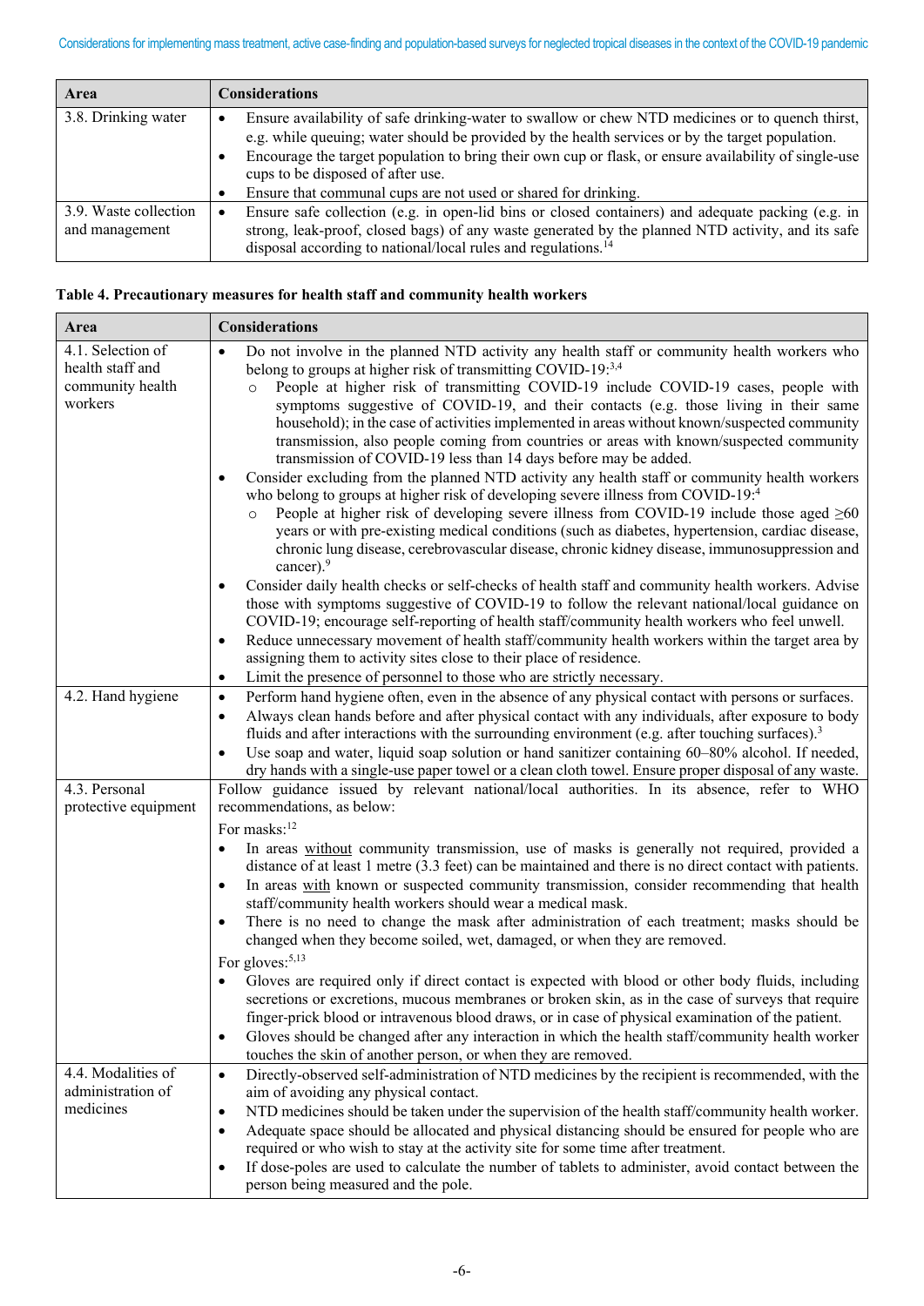| Area | Considerations |
|---|---|
| 3.8. Drinking water | • Ensure availability of safe drinking-water to swallow or chew NTD medicines or to quench thirst, e.g. while queuing; water should be provided by the health services or by the target population.<br>• Encourage the target population to bring their own cup or flask, or ensure availability of single-use cups to be disposed of after use.<br>• Ensure that communal cups are not used or shared for drinking. |
| 3.9. Waste collection and management | • Ensure safe collection (e.g. in open-lid bins or closed containers) and adequate packing (e.g. in strong, leak-proof, closed bags) of any waste generated by the planned NTD activity, and its safe disposal according to national/local rules and regulations.[14] |

**Table 4. Precautionary measures for health staff and community health workers**

| Area | Considerations |
|---|---|
| 4.1. Selection of health staff and community health workers | • Do not involve in the planned NTD activity any health staff or community health workers who belong to groups at higher risk of transmitting COVID-19:[3,4]<br>  ○ People at higher risk of transmitting COVID-19 include COVID-19 cases, people with symptoms suggestive of COVID-19, and their contacts (e.g. those living in their same household); in the case of activities implemented in areas without known/suspected community transmission, also people coming from countries or areas with known/suspected community transmission of COVID-19 less than 14 days before may be added.<br>• Consider excluding from the planned NTD activity any health staff or community health workers who belong to groups at higher risk of developing severe illness from COVID-19:[4]<br>  ○ People at higher risk of developing severe illness from COVID-19 include those aged ≥60 years or with pre-existing medical conditions (such as diabetes, hypertension, cardiac disease, chronic lung disease, cerebrovascular disease, chronic kidney disease, immunosuppression and cancer).[9]<br>• Consider daily health checks or self-checks of health staff and community health workers. Advise those with symptoms suggestive of COVID-19 to follow the relevant national/local guidance on COVID-19; encourage self-reporting of health staff/community health workers who feel unwell.<br>• Reduce unnecessary movement of health staff/community health workers within the target area by assigning them to activity sites close to their place of residence.<br>• Limit the presence of personnel to those who are strictly necessary. |
| 4.2. Hand hygiene | • Perform hand hygiene often, even in the absence of any physical contact with persons or surfaces.<br>• Always clean hands before and after physical contact with any individuals, after exposure to body fluids and after interactions with the surrounding environment (e.g. after touching surfaces).[3]<br>• Use soap and water, liquid soap solution or hand sanitizer containing 60–80% alcohol. If needed, dry hands with a single-use paper towel or a clean cloth towel. Ensure proper disposal of any waste. |
| 4.3. Personal protective equipment | Follow guidance issued by relevant national/local authorities. In its absence, refer to WHO recommendations, as below:<br>For masks:[12]<br>• In areas <u>without</u> community transmission, use of masks is generally not required, provided a distance of at least 1 metre (3.3 feet) can be maintained and there is no direct contact with patients.<br>• In areas <u>with</u> known or suspected community transmission, consider recommending that health staff/community health workers should wear a medical mask.<br>• There is no need to change the mask after administration of each treatment; masks should be changed when they become soiled, wet, damaged, or when they are removed.<br>For gloves:[5,13]<br>• Gloves are required only if direct contact is expected with blood or other body fluids, including secretions or excretions, mucous membranes or broken skin, as in the case of surveys that require finger-prick blood or intravenous blood draws, or in case of physical examination of the patient.<br>• Gloves should be changed after any interaction in which the health staff/community health worker touches the skin of another person, or when they are removed. |
| 4.4. Modalities of administration of medicines | • Directly-observed self-administration of NTD medicines by the recipient is recommended, with the aim of avoiding any physical contact.<br>• NTD medicines should be taken under the supervision of the health staff/community health worker.<br>• Adequate space should be allocated and physical distancing should be ensured for people who are required or who wish to stay at the activity site for some time after treatment.<br>• If dose-poles are used to calculate the number of tablets to administer, avoid contact between the person being measured and the pole. |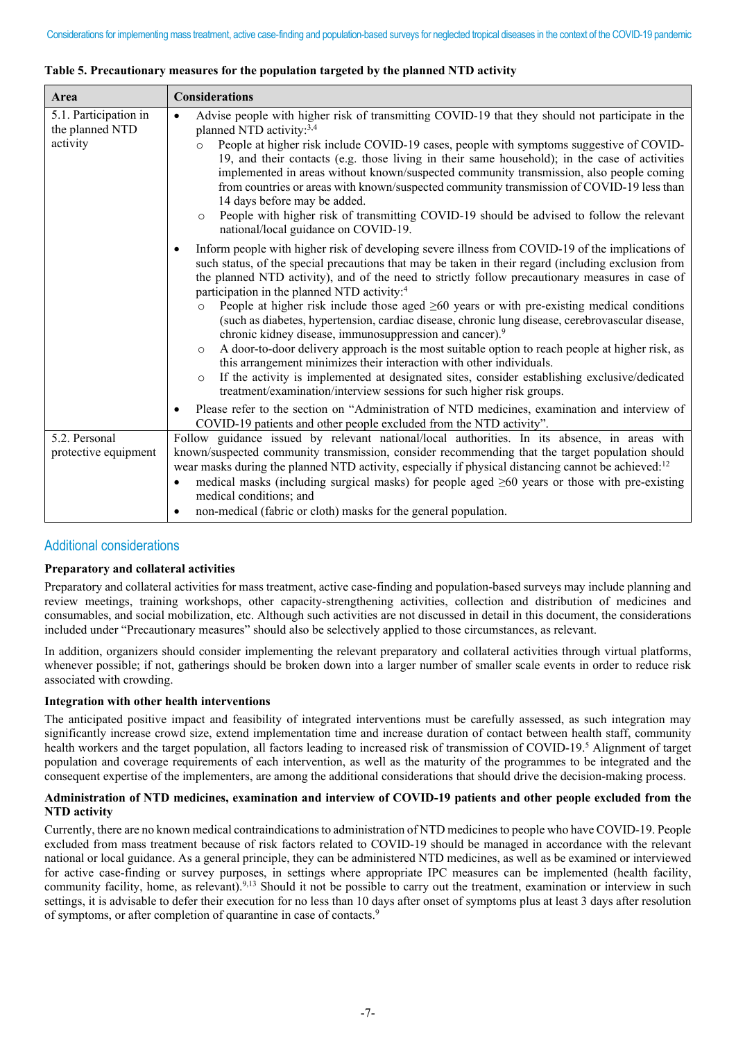**Table 5. Precautionary measures for the population targeted by the planned NTD activity**

| Area | Considerations |
|---|---|
| 5.1. Participation in the planned NTD activity | • Advise people with higher risk of transmitting COVID-19 that they should not participate in the planned NTD activity:[3,4]<br>○ People at higher risk include COVID-19 cases, people with symptoms suggestive of COVID-19, and their contacts (e.g. those living in their same household); in the case of activities implemented in areas without known/suspected community transmission, also people coming from countries or areas with known/suspected community transmission of COVID-19 less than 14 days before may be added.<br>○ People with higher risk of transmitting COVID-19 should be advised to follow the relevant national/local guidance on COVID-19.<br>• Inform people with higher risk of developing severe illness from COVID-19 of the implications of such status, of the special precautions that may be taken in their regard (including exclusion from the planned NTD activity), and of the need to strictly follow precautionary measures in case of participation in the planned NTD activity:[4]<br>○ People at higher risk include those aged ≥60 years or with pre-existing medical conditions (such as diabetes, hypertension, cardiac disease, chronic lung disease, cerebrovascular disease, chronic kidney disease, immunosuppression and cancer).[9]<br>○ A door-to-door delivery approach is the most suitable option to reach people at higher risk, as this arrangement minimizes their interaction with other individuals.<br>○ If the activity is implemented at designated sites, consider establishing exclusive/dedicated treatment/examination/interview sessions for such higher risk groups.<br>• Please refer to the section on "Administration of NTD medicines, examination and interview of COVID-19 patients and other people excluded from the NTD activity". |
| 5.2. Personal protective equipment | Follow guidance issued by relevant national/local authorities. In its absence, in areas with known/suspected community transmission, consider recommending that the target population should wear masks during the planned NTD activity, especially if physical distancing cannot be achieved:[12]<br>• medical masks (including surgical masks) for people aged ≥60 years or those with pre-existing medical conditions; and<br>• non-medical (fabric or cloth) masks for the general population. |

## Additional considerations

### Preparatory and collateral activities

Preparatory and collateral activities for mass treatment, active case-finding and population-based surveys may include planning and review meetings, training workshops, other capacity-strengthening activities, collection and distribution of medicines and consumables, and social mobilization, etc. Although such activities are not discussed in detail in this document, the considerations included under "Precautionary measures" should also be selectively applied to those circumstances, as relevant.

In addition, organizers should consider implementing the relevant preparatory and collateral activities through virtual platforms, whenever possible; if not, gatherings should be broken down into a larger number of smaller scale events in order to reduce risk associated with crowding.

### Integration with other health interventions

The anticipated positive impact and feasibility of integrated interventions must be carefully assessed, as such integration may significantly increase crowd size, extend implementation time and increase duration of contact between health staff, community health workers and the target population, all factors leading to increased risk of transmission of COVID-19.[5] Alignment of target population and coverage requirements of each intervention, as well as the maturity of the programmes to be integrated and the consequent expertise of the implementers, are among the additional considerations that should drive the decision-making process.

### Administration of NTD medicines, examination and interview of COVID-19 patients and other people excluded from the NTD activity

Currently, there are no known medical contraindications to administration of NTD medicines to people who have COVID-19. People excluded from mass treatment because of risk factors related to COVID-19 should be managed in accordance with the relevant national or local guidance. As a general principle, they can be administered NTD medicines, as well as be examined or interviewed for active case-finding or survey purposes, in settings where appropriate IPC measures can be implemented (health facility, community facility, home, as relevant).[9,13] Should it not be possible to carry out the treatment, examination or interview in such settings, it is advisable to defer their execution for no less than 10 days after onset of symptoms plus at least 3 days after resolution of symptoms, or after completion of quarantine in case of contacts.[9]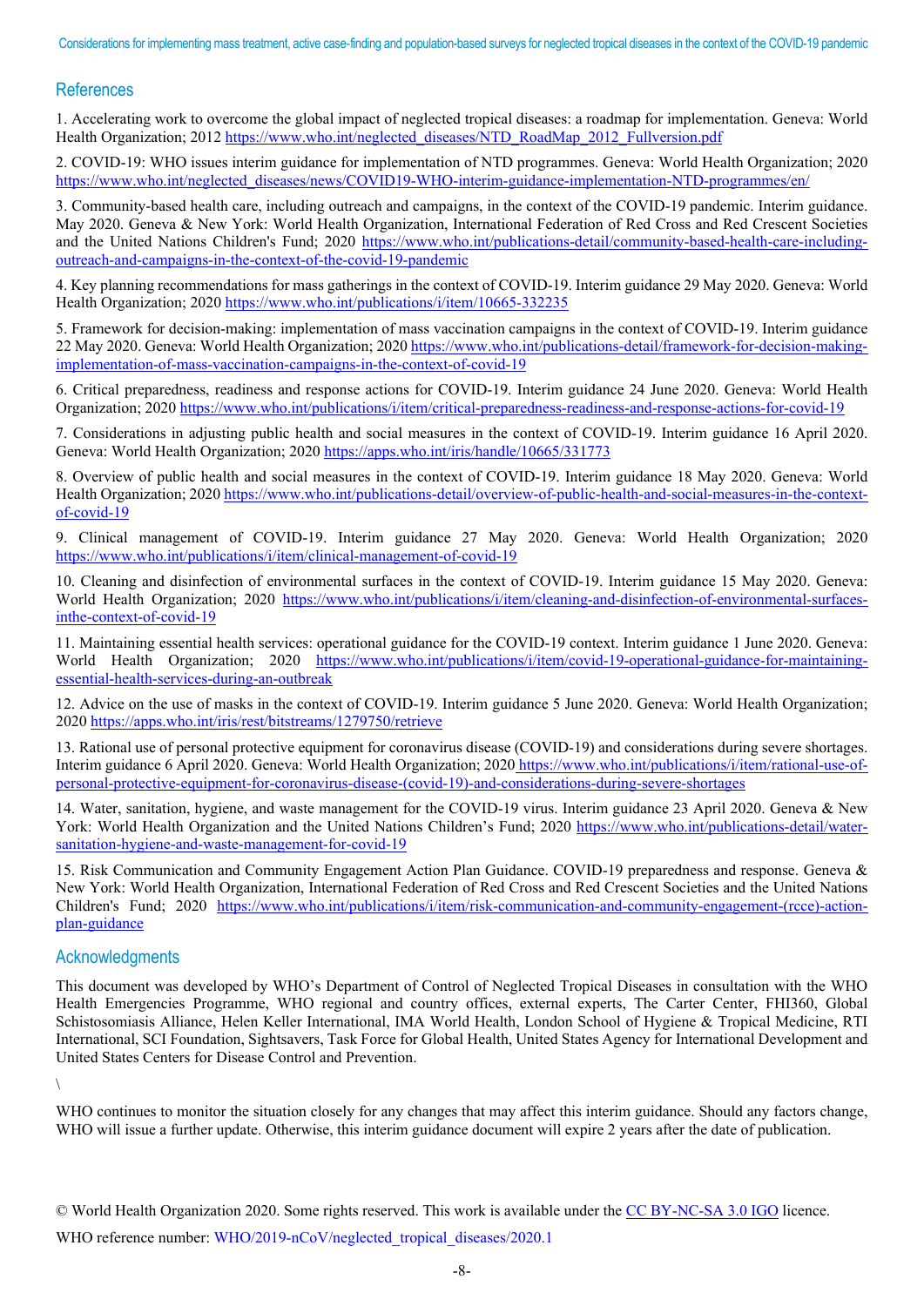## References

1. Accelerating work to overcome the global impact of neglected tropical diseases: a roadmap for implementation. Geneva: World Health Organization; 2012 https://www.who.int/neglected_diseases/NTD_RoadMap_2012_Fullversion.pdf

2. COVID-19: WHO issues interim guidance for implementation of NTD programmes. Geneva: World Health Organization; 2020 https://www.who.int/neglected_diseases/news/COVID19-WHO-interim-guidance-implementation-NTD-programmes/en/

3. Community-based health care, including outreach and campaigns, in the context of the COVID-19 pandemic. Interim guidance. May 2020. Geneva & New York: World Health Organization, International Federation of Red Cross and Red Crescent Societies and the United Nations Children's Fund; 2020 https://www.who.int/publications-detail/community-based-health-care-including-outreach-and-campaigns-in-the-context-of-the-covid-19-pandemic

4. Key planning recommendations for mass gatherings in the context of COVID-19. Interim guidance 29 May 2020. Geneva: World Health Organization; 2020 https://www.who.int/publications/i/item/10665-332235

5. Framework for decision-making: implementation of mass vaccination campaigns in the context of COVID-19. Interim guidance 22 May 2020. Geneva: World Health Organization; 2020 https://www.who.int/publications-detail/framework-for-decision-making-implementation-of-mass-vaccination-campaigns-in-the-context-of-covid-19

6. Critical preparedness, readiness and response actions for COVID-19. Interim guidance 24 June 2020. Geneva: World Health Organization; 2020 https://www.who.int/publications/i/item/critical-preparedness-readiness-and-response-actions-for-covid-19

7. Considerations in adjusting public health and social measures in the context of COVID-19. Interim guidance 16 April 2020. Geneva: World Health Organization; 2020 https://apps.who.int/iris/handle/10665/331773

8. Overview of public health and social measures in the context of COVID-19. Interim guidance 18 May 2020. Geneva: World Health Organization; 2020 https://www.who.int/publications-detail/overview-of-public-health-and-social-measures-in-the-context-of-covid-19

9. Clinical management of COVID-19. Interim guidance 27 May 2020. Geneva: World Health Organization; 2020 https://www.who.int/publications/i/item/clinical-management-of-covid-19

10. Cleaning and disinfection of environmental surfaces in the context of COVID-19. Interim guidance 15 May 2020. Geneva: World Health Organization; 2020 https://www.who.int/publications/i/item/cleaning-and-disinfection-of-environmental-surfaces-inthe-context-of-covid-19

11. Maintaining essential health services: operational guidance for the COVID-19 context. Interim guidance 1 June 2020. Geneva: World Health Organization; 2020 https://www.who.int/publications/i/item/covid-19-operational-guidance-for-maintaining-essential-health-services-during-an-outbreak

12. Advice on the use of masks in the context of COVID-19. Interim guidance 5 June 2020. Geneva: World Health Organization; 2020 https://apps.who.int/iris/rest/bitstreams/1279750/retrieve

13. Rational use of personal protective equipment for coronavirus disease (COVID-19) and considerations during severe shortages. Interim guidance 6 April 2020. Geneva: World Health Organization; 2020 https://www.who.int/publications/i/item/rational-use-of-personal-protective-equipment-for-coronavirus-disease-(covid-19)-and-considerations-during-severe-shortages

14. Water, sanitation, hygiene, and waste management for the COVID-19 virus. Interim guidance 23 April 2020. Geneva & New York: World Health Organization and the United Nations Children's Fund; 2020 https://www.who.int/publications-detail/water-sanitation-hygiene-and-waste-management-for-covid-19

15. Risk Communication and Community Engagement Action Plan Guidance. COVID-19 preparedness and response. Geneva & New York: World Health Organization, International Federation of Red Cross and Red Crescent Societies and the United Nations Children's Fund; 2020 https://www.who.int/publications/i/item/risk-communication-and-community-engagement-(rcce)-action-plan-guidance

## Acknowledgments

This document was developed by WHO's Department of Control of Neglected Tropical Diseases in consultation with the WHO Health Emergencies Programme, WHO regional and country offices, external experts, The Carter Center, FHI360, Global Schistosomiasis Alliance, Helen Keller International, IMA World Health, London School of Hygiene & Tropical Medicine, RTI International, SCI Foundation, Sightsavers, Task Force for Global Health, United States Agency for International Development and United States Centers for Disease Control and Prevention.

\

WHO continues to monitor the situation closely for any changes that may affect this interim guidance. Should any factors change, WHO will issue a further update. Otherwise, this interim guidance document will expire 2 years after the date of publication.

© World Health Organization 2020. Some rights reserved. This work is available under the CC BY-NC-SA 3.0 IGO licence.

WHO reference number: WHO/2019-nCoV/neglected_tropical_diseases/2020.1